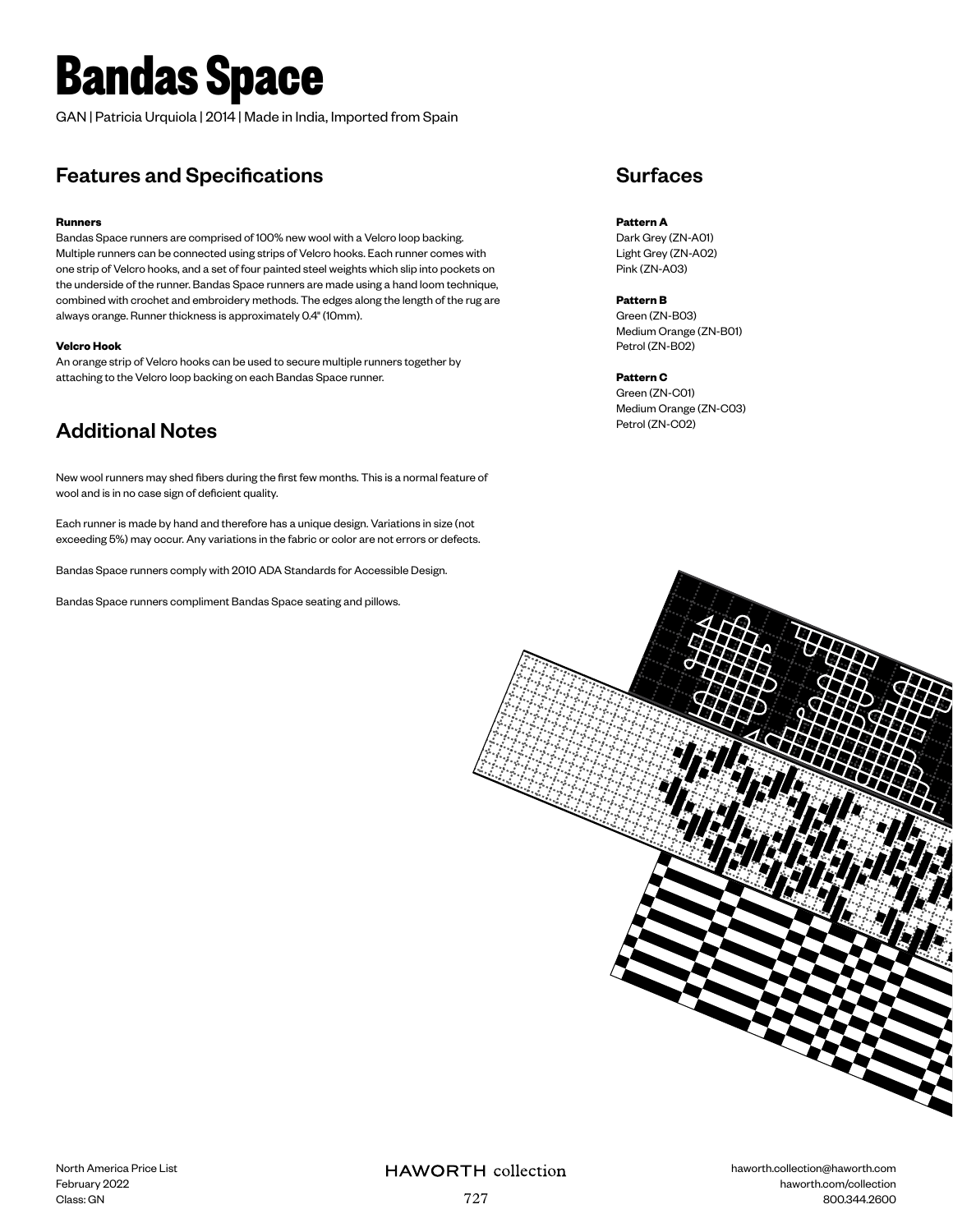# Bandas Space

GAN | Patricia Urquiola | 2014 | Made in India, Imported from Spain

## Features and Specifications

**Runners**

Bandas Space runners are comprised of 100% new wool with a Velcro loop backing. Multiple runners can be connected using strips of Velcro hooks. Each runner comes with one strip of Velcro hooks, and a set of four painted steel weights which slip into pockets on the underside of the runner. Bandas Space runners are made using a hand loom technique, combined with crochet and embroidery methods. The edges along the length of the rug are always orange. Runner thickness is approximately 0.4" (10mm).

**Velcro Hook**

An orange strip of Velcro hooks can be used to secure multiple runners together by attaching to the Velcro loop backing on each Bandas Space runner.

## Additional Notes

New wool runners may shed fibers during the first few months. This is a normal feature of wool and is in no case sign of deficient quality.

Each runner is made by hand and therefore has a unique design. Variations in size (not exceeding 5%) may occur. Any variations in the fabric or color are not errors or defects.

Bandas Space runners comply with 2010 ADA Standards for Accessible Design.

Bandas Space runners compliment Bandas Space seating and pillows.

## Surfaces

**Pattern A**

Dark Grey (ZN-A01)
Light Grey (ZN-A02)
Pink (ZN-A03)

**Pattern B**

Green (ZN-B03)
Medium Orange (ZN-B01)
Petrol (ZN-B02)

**Pattern C**

Green (ZN-C01)
Medium Orange (ZN-C03)
Petrol (ZN-C02)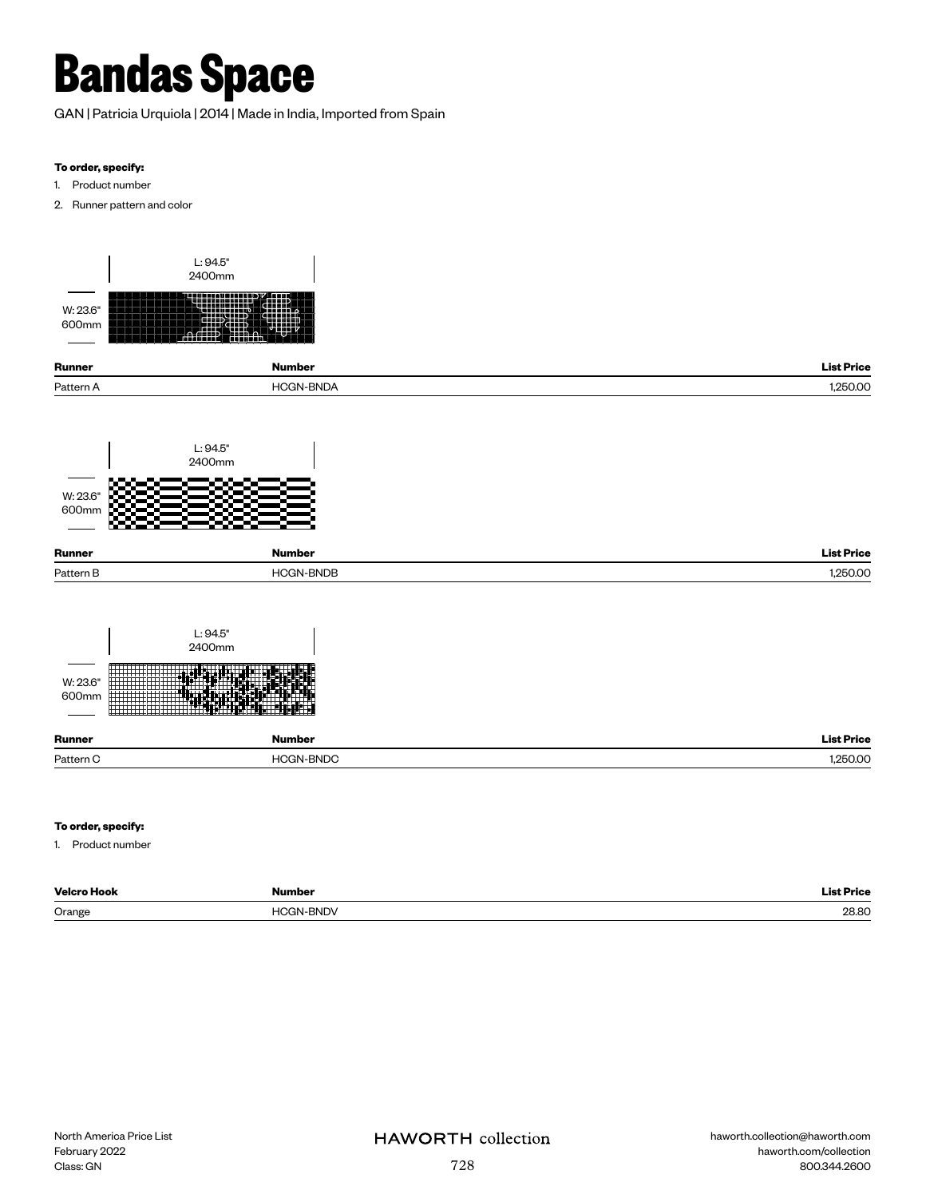# Bandas Space

GAN | Patricia Urquiola | 2014 | Made in India, Imported from Spain

**To order, specify:**

1. Product number
2. Runner pattern and color

L: 94.5"
2400mm

W: 23.6"
600mm

| Runner | Number | List Price |
| --- | --- | --- |
| Pattern A | HCGN-BNDA | 1,250.00 |

L: 94.5"
2400mm

W: 23.6"
600mm

| Runner | Number | List Price |
| --- | --- | --- |
| Pattern B | HCGN-BNDB | 1,250.00 |

L: 94.5"
2400mm

W: 23.6"
600mm

| Runner | Number | List Price |
| --- | --- | --- |
| Pattern C | HCGN-BNDC | 1,250.00 |

**To order, specify:**

1. Product number

| Velcro Hook | Number | List Price |
| --- | --- | --- |
| Orange | HCGN-BNDV | 28.80 |

North America Price List
February 2022
Class: GN

HAWORTH collection

haworth.collection@haworth.com
haworth.com/collection
800.344.2600